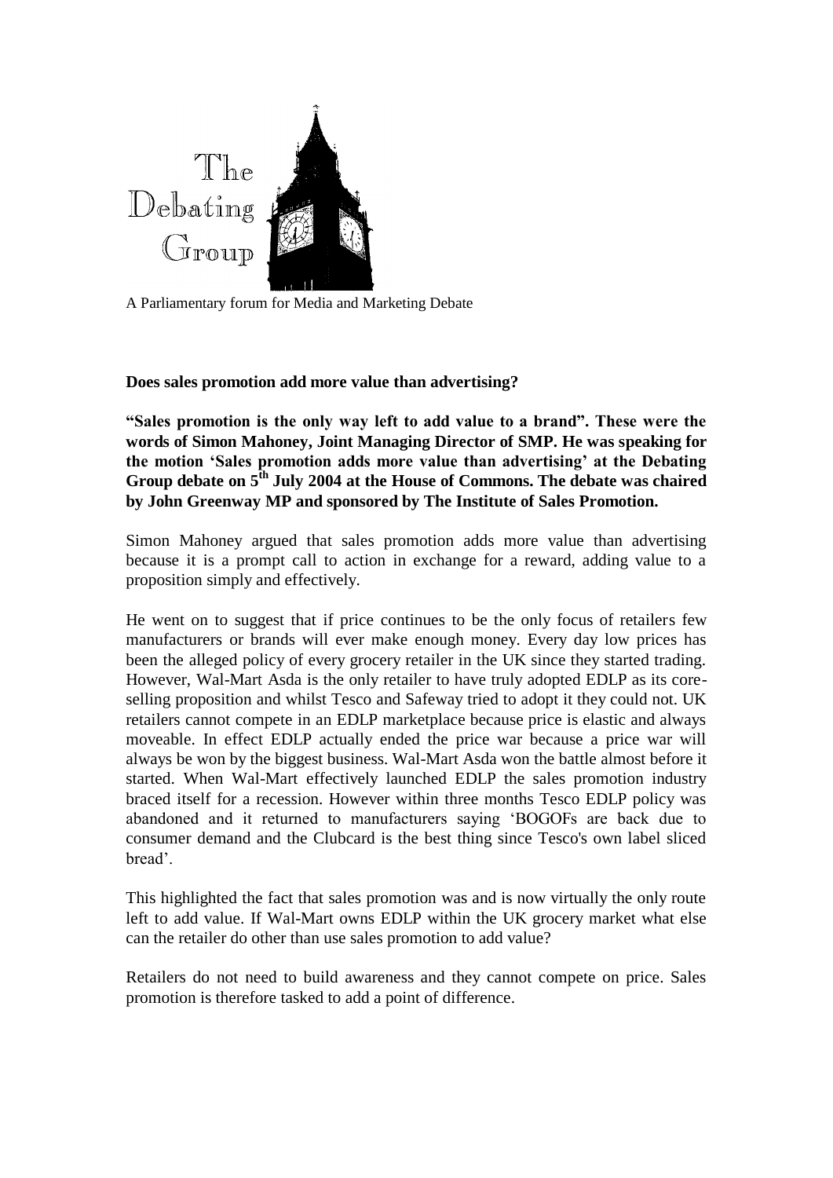The Debating Group

A Parliamentary forum for Media and Marketing Debate

**Does sales promotion add more value than advertising?**

**"Sales promotion is the only way left to add value to a brand". These were the words of Simon Mahoney, Joint Managing Director of SMP. He was speaking for the motion 'Sales promotion adds more value than advertising' at the Debating Group debate on 5th July 2004 at the House of Commons. The debate was chaired by John Greenway MP and sponsored by The Institute of Sales Promotion.**

Simon Mahoney argued that sales promotion adds more value than advertising because it is a prompt call to action in exchange for a reward, adding value to a proposition simply and effectively.

He went on to suggest that if price continues to be the only focus of retailers few manufacturers or brands will ever make enough money. Every day low prices has been the alleged policy of every grocery retailer in the UK since they started trading. However, Wal-Mart Asda is the only retailer to have truly adopted EDLP as its core-selling proposition and whilst Tesco and Safeway tried to adopt it they could not. UK retailers cannot compete in an EDLP marketplace because price is elastic and always moveable. In effect EDLP actually ended the price war because a price war will always be won by the biggest business. Wal-Mart Asda won the battle almost before it started. When Wal-Mart effectively launched EDLP the sales promotion industry braced itself for a recession. However within three months Tesco EDLP policy was abandoned and it returned to manufacturers saying 'BOGOFs are back due to consumer demand and the Clubcard is the best thing since Tesco's own label sliced bread'.

This highlighted the fact that sales promotion was and is now virtually the only route left to add value. If Wal-Mart owns EDLP within the UK grocery market what else can the retailer do other than use sales promotion to add value?

Retailers do not need to build awareness and they cannot compete on price. Sales promotion is therefore tasked to add a point of difference.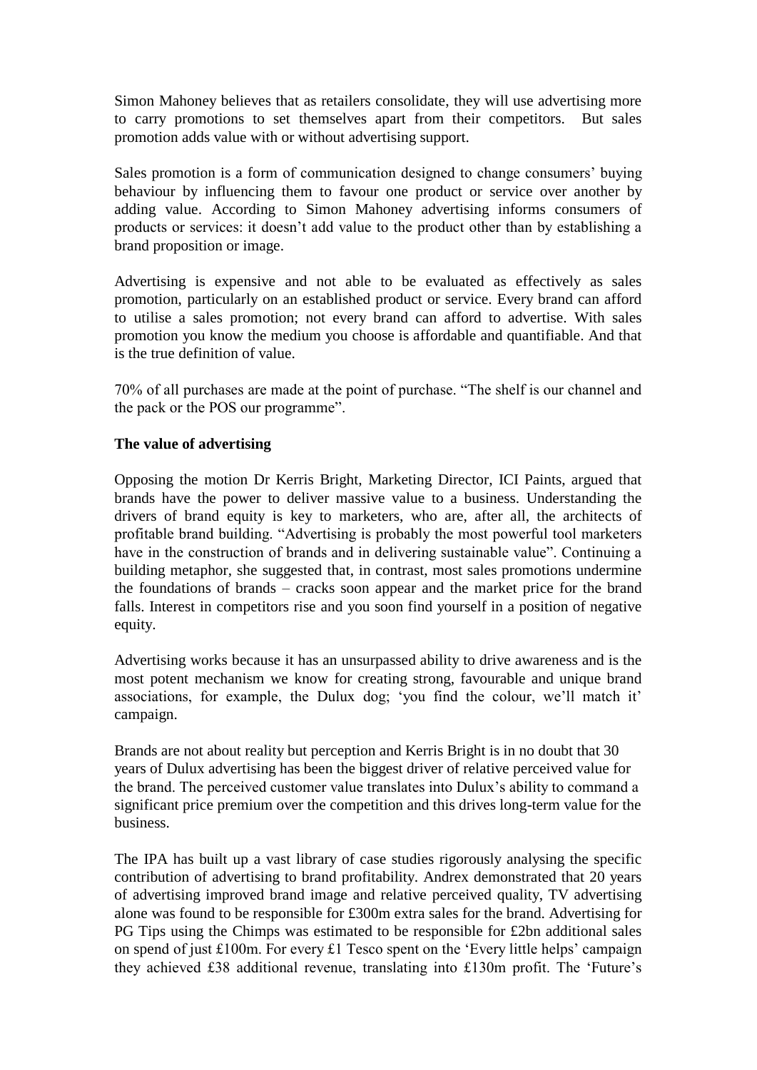Simon Mahoney believes that as retailers consolidate, they will use advertising more to carry promotions to set themselves apart from their competitors. But sales promotion adds value with or without advertising support.

Sales promotion is a form of communication designed to change consumers' buying behaviour by influencing them to favour one product or service over another by adding value. According to Simon Mahoney advertising informs consumers of products or services: it doesn't add value to the product other than by establishing a brand proposition or image.

Advertising is expensive and not able to be evaluated as effectively as sales promotion, particularly on an established product or service. Every brand can afford to utilise a sales promotion; not every brand can afford to advertise. With sales promotion you know the medium you choose is affordable and quantifiable. And that is the true definition of value.

70% of all purchases are made at the point of purchase. "The shelf is our channel and the pack or the POS our programme".

**The value of advertising**

Opposing the motion Dr Kerris Bright, Marketing Director, ICI Paints, argued that brands have the power to deliver massive value to a business. Understanding the drivers of brand equity is key to marketers, who are, after all, the architects of profitable brand building. "Advertising is probably the most powerful tool marketers have in the construction of brands and in delivering sustainable value". Continuing a building metaphor, she suggested that, in contrast, most sales promotions undermine the foundations of brands – cracks soon appear and the market price for the brand falls. Interest in competitors rise and you soon find yourself in a position of negative equity.

Advertising works because it has an unsurpassed ability to drive awareness and is the most potent mechanism we know for creating strong, favourable and unique brand associations, for example, the Dulux dog; 'you find the colour, we'll match it' campaign.

Brands are not about reality but perception and Kerris Bright is in no doubt that 30 years of Dulux advertising has been the biggest driver of relative perceived value for the brand. The perceived customer value translates into Dulux's ability to command a significant price premium over the competition and this drives long-term value for the business.

The IPA has built up a vast library of case studies rigorously analysing the specific contribution of advertising to brand profitability. Andrex demonstrated that 20 years of advertising improved brand image and relative perceived quality, TV advertising alone was found to be responsible for £300m extra sales for the brand. Advertising for PG Tips using the Chimps was estimated to be responsible for £2bn additional sales on spend of just £100m. For every £1 Tesco spent on the 'Every little helps' campaign they achieved £38 additional revenue, translating into £130m profit. The 'Future's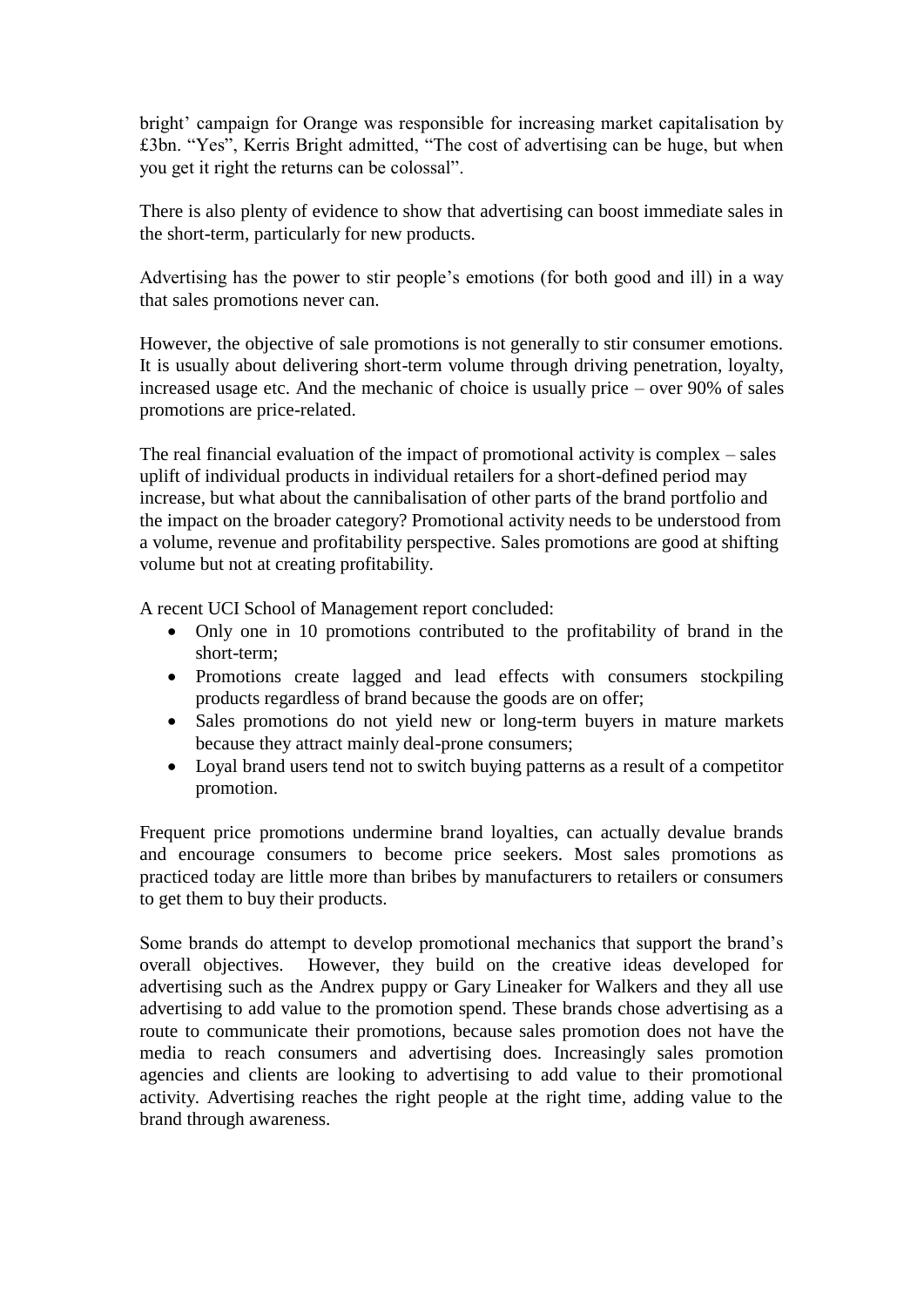bright' campaign for Orange was responsible for increasing market capitalisation by £3bn. "Yes", Kerris Bright admitted, "The cost of advertising can be huge, but when you get it right the returns can be colossal".

There is also plenty of evidence to show that advertising can boost immediate sales in the short-term, particularly for new products.

Advertising has the power to stir people's emotions (for both good and ill) in a way that sales promotions never can.

However, the objective of sale promotions is not generally to stir consumer emotions. It is usually about delivering short-term volume through driving penetration, loyalty, increased usage etc. And the mechanic of choice is usually price – over 90% of sales promotions are price-related.

The real financial evaluation of the impact of promotional activity is complex – sales uplift of individual products in individual retailers for a short-defined period may increase, but what about the cannibalisation of other parts of the brand portfolio and the impact on the broader category? Promotional activity needs to be understood from a volume, revenue and profitability perspective. Sales promotions are good at shifting volume but not at creating profitability.

A recent UCI School of Management report concluded:

- Only one in 10 promotions contributed to the profitability of brand in the short-term;
- Promotions create lagged and lead effects with consumers stockpiling products regardless of brand because the goods are on offer;
- Sales promotions do not yield new or long-term buyers in mature markets because they attract mainly deal-prone consumers;
- Loyal brand users tend not to switch buying patterns as a result of a competitor promotion.

Frequent price promotions undermine brand loyalties, can actually devalue brands and encourage consumers to become price seekers. Most sales promotions as practiced today are little more than bribes by manufacturers to retailers or consumers to get them to buy their products.

Some brands do attempt to develop promotional mechanics that support the brand's overall objectives. However, they build on the creative ideas developed for advertising such as the Andrex puppy or Gary Lineaker for Walkers and they all use advertising to add value to the promotion spend. These brands chose advertising as a route to communicate their promotions, because sales promotion does not have the media to reach consumers and advertising does. Increasingly sales promotion agencies and clients are looking to advertising to add value to their promotional activity. Advertising reaches the right people at the right time, adding value to the brand through awareness.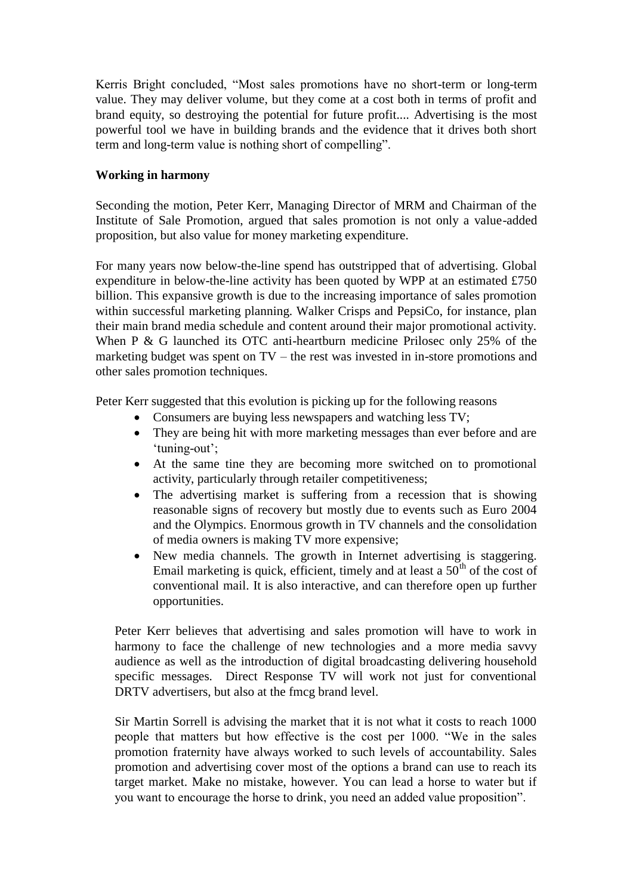Kerris Bright concluded, “Most sales promotions have no short-term or long-term value. They may deliver volume, but they come at a cost both in terms of profit and brand equity, so destroying the potential for future profit.... Advertising is the most powerful tool we have in building brands and the evidence that it drives both short term and long-term value is nothing short of compelling”.

**Working in harmony**

Seconding the motion, Peter Kerr, Managing Director of MRM and Chairman of the Institute of Sale Promotion, argued that sales promotion is not only a value-added proposition, but also value for money marketing expenditure.

For many years now below-the-line spend has outstripped that of advertising. Global expenditure in below-the-line activity has been quoted by WPP at an estimated £750 billion. This expansive growth is due to the increasing importance of sales promotion within successful marketing planning. Walker Crisps and PepsiCo, for instance, plan their main brand media schedule and content around their major promotional activity. When P & G launched its OTC anti-heartburn medicine Prilosec only 25% of the marketing budget was spent on TV – the rest was invested in in-store promotions and other sales promotion techniques.

Peter Kerr suggested that this evolution is picking up for the following reasons

- Consumers are buying less newspapers and watching less TV;
- They are being hit with more marketing messages than ever before and are ‘tuning-out’;
- At the same tine they are becoming more switched on to promotional activity, particularly through retailer competitiveness;
- The advertising market is suffering from a recession that is showing reasonable signs of recovery but mostly due to events such as Euro 2004 and the Olympics. Enormous growth in TV channels and the consolidation of media owners is making TV more expensive;
- New media channels. The growth in Internet advertising is staggering. Email marketing is quick, efficient, timely and at least a 50th of the cost of conventional mail. It is also interactive, and can therefore open up further opportunities.

Peter Kerr believes that advertising and sales promotion will have to work in harmony to face the challenge of new technologies and a more media savvy audience as well as the introduction of digital broadcasting delivering household specific messages. Direct Response TV will work not just for conventional DRTV advertisers, but also at the fmcg brand level.

Sir Martin Sorrell is advising the market that it is not what it costs to reach 1000 people that matters but how effective is the cost per 1000. “We in the sales promotion fraternity have always worked to such levels of accountability. Sales promotion and advertising cover most of the options a brand can use to reach its target market. Make no mistake, however. You can lead a horse to water but if you want to encourage the horse to drink, you need an added value proposition”.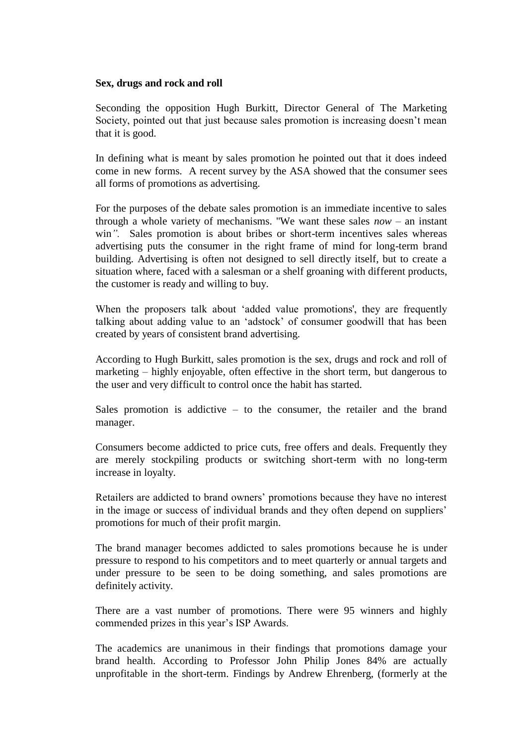**Sex, drugs and rock and roll**

Seconding the opposition Hugh Burkitt, Director General of The Marketing Society, pointed out that just because sales promotion is increasing doesn't mean that it is good.

In defining what is meant by sales promotion he pointed out that it does indeed come in new forms. A recent survey by the ASA showed that the consumer sees all forms of promotions as advertising.

For the purposes of the debate sales promotion is an immediate incentive to sales through a whole variety of mechanisms. "We want these sales *now* – an instant win*".* Sales promotion is about bribes or short-term incentives sales whereas advertising puts the consumer in the right frame of mind for long-term brand building. Advertising is often not designed to sell directly itself, but to create a situation where, faced with a salesman or a shelf groaning with different products, the customer is ready and willing to buy.

When the proposers talk about 'added value promotions', they are frequently talking about adding value to an 'adstock' of consumer goodwill that has been created by years of consistent brand advertising.

According to Hugh Burkitt, sales promotion is the sex, drugs and rock and roll of marketing – highly enjoyable, often effective in the short term, but dangerous to the user and very difficult to control once the habit has started.

Sales promotion is addictive – to the consumer, the retailer and the brand manager.

Consumers become addicted to price cuts, free offers and deals. Frequently they are merely stockpiling products or switching short-term with no long-term increase in loyalty.

Retailers are addicted to brand owners' promotions because they have no interest in the image or success of individual brands and they often depend on suppliers' promotions for much of their profit margin.

The brand manager becomes addicted to sales promotions because he is under pressure to respond to his competitors and to meet quarterly or annual targets and under pressure to be seen to be doing something, and sales promotions are definitely activity.

There are a vast number of promotions. There were 95 winners and highly commended prizes in this year's ISP Awards.

The academics are unanimous in their findings that promotions damage your brand health. According to Professor John Philip Jones 84% are actually unprofitable in the short-term. Findings by Andrew Ehrenberg, (formerly at the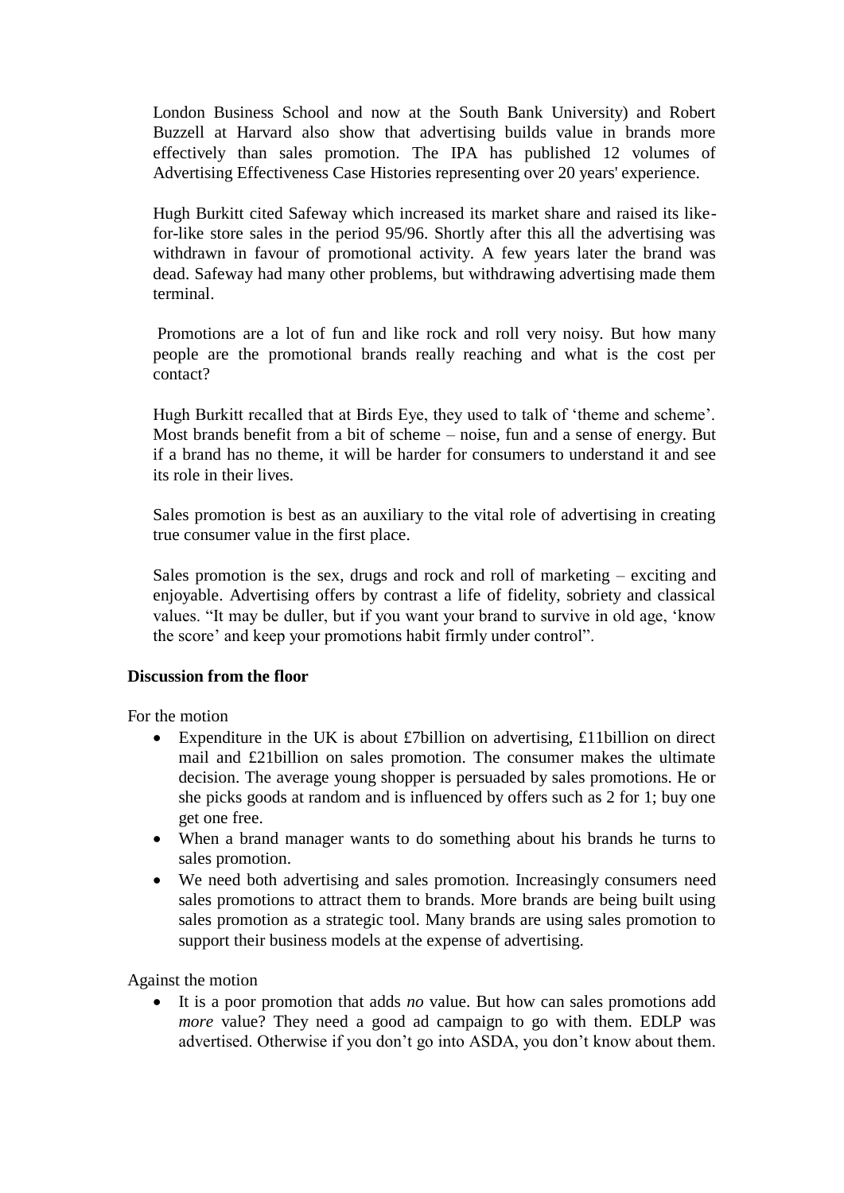London Business School and now at the South Bank University) and Robert Buzzell at Harvard also show that advertising builds value in brands more effectively than sales promotion. The IPA has published 12 volumes of Advertising Effectiveness Case Histories representing over 20 years' experience.

Hugh Burkitt cited Safeway which increased its market share and raised its like-for-like store sales in the period 95/96. Shortly after this all the advertising was withdrawn in favour of promotional activity. A few years later the brand was dead. Safeway had many other problems, but withdrawing advertising made them terminal.

Promotions are a lot of fun and like rock and roll very noisy. But how many people are the promotional brands really reaching and what is the cost per contact?

Hugh Burkitt recalled that at Birds Eye, they used to talk of 'theme and scheme'. Most brands benefit from a bit of scheme – noise, fun and a sense of energy. But if a brand has no theme, it will be harder for consumers to understand it and see its role in their lives.

Sales promotion is best as an auxiliary to the vital role of advertising in creating true consumer value in the first place.

Sales promotion is the sex, drugs and rock and roll of marketing – exciting and enjoyable. Advertising offers by contrast a life of fidelity, sobriety and classical values. "It may be duller, but if you want your brand to survive in old age, 'know the score' and keep your promotions habit firmly under control".

**Discussion from the floor**

For the motion

- Expenditure in the UK is about £7billion on advertising, £11billion on direct mail and £21billion on sales promotion. The consumer makes the ultimate decision. The average young shopper is persuaded by sales promotions. He or she picks goods at random and is influenced by offers such as 2 for 1; buy one get one free.
- When a brand manager wants to do something about his brands he turns to sales promotion.
- We need both advertising and sales promotion. Increasingly consumers need sales promotions to attract them to brands. More brands are being built using sales promotion as a strategic tool. Many brands are using sales promotion to support their business models at the expense of advertising.

Against the motion

- It is a poor promotion that adds *no* value. But how can sales promotions add *more* value? They need a good ad campaign to go with them. EDLP was advertised. Otherwise if you don't go into ASDA, you don't know about them.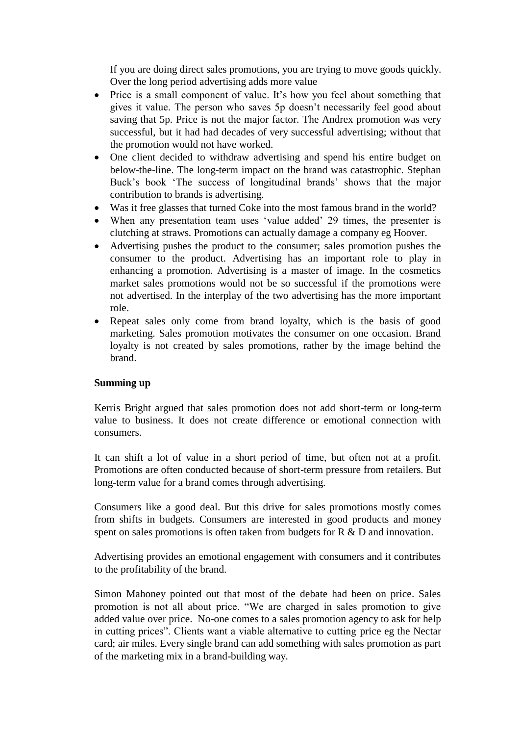If you are doing direct sales promotions, you are trying to move goods quickly. Over the long period advertising adds more value

- Price is a small component of value. It's how you feel about something that gives it value. The person who saves 5p doesn't necessarily feel good about saving that 5p. Price is not the major factor. The Andrex promotion was very successful, but it had had decades of very successful advertising; without that the promotion would not have worked.
- One client decided to withdraw advertising and spend his entire budget on below-the-line. The long-term impact on the brand was catastrophic. Stephan Buck's book 'The success of longitudinal brands' shows that the major contribution to brands is advertising.
- Was it free glasses that turned Coke into the most famous brand in the world?
- When any presentation team uses 'value added' 29 times, the presenter is clutching at straws. Promotions can actually damage a company eg Hoover.
- Advertising pushes the product to the consumer; sales promotion pushes the consumer to the product. Advertising has an important role to play in enhancing a promotion. Advertising is a master of image. In the cosmetics market sales promotions would not be so successful if the promotions were not advertised. In the interplay of the two advertising has the more important role.
- Repeat sales only come from brand loyalty, which is the basis of good marketing. Sales promotion motivates the consumer on one occasion. Brand loyalty is not created by sales promotions, rather by the image behind the brand.

**Summing up**

Kerris Bright argued that sales promotion does not add short-term or long-term value to business. It does not create difference or emotional connection with consumers.

It can shift a lot of value in a short period of time, but often not at a profit. Promotions are often conducted because of short-term pressure from retailers. But long-term value for a brand comes through advertising.

Consumers like a good deal. But this drive for sales promotions mostly comes from shifts in budgets. Consumers are interested in good products and money spent on sales promotions is often taken from budgets for R & D and innovation.

Advertising provides an emotional engagement with consumers and it contributes to the profitability of the brand.

Simon Mahoney pointed out that most of the debate had been on price. Sales promotion is not all about price. "We are charged in sales promotion to give added value over price. No-one comes to a sales promotion agency to ask for help in cutting prices". Clients want a viable alternative to cutting price eg the Nectar card; air miles. Every single brand can add something with sales promotion as part of the marketing mix in a brand-building way.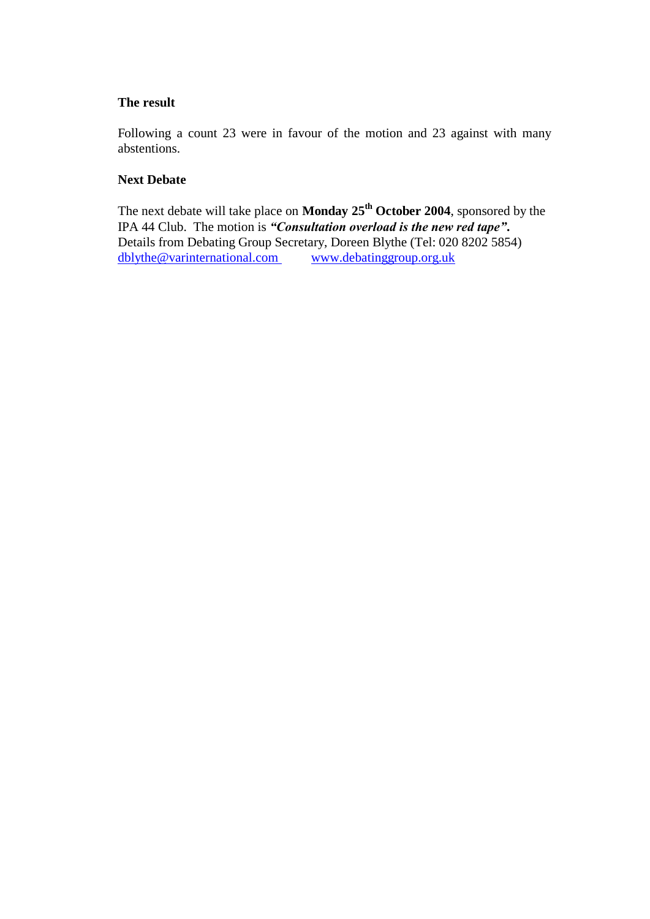**The result**

Following a count 23 were in favour of the motion and 23 against with many abstentions.

**Next Debate**

The next debate will take place on **Monday 25th October 2004**, sponsored by the IPA 44 Club. The motion is ***"Consultation overload is the new red tape".***
Details from Debating Group Secretary, Doreen Blythe (Tel: 020 8202 5854)
dblythe@varinternational.com www.debatinggroup.org.uk